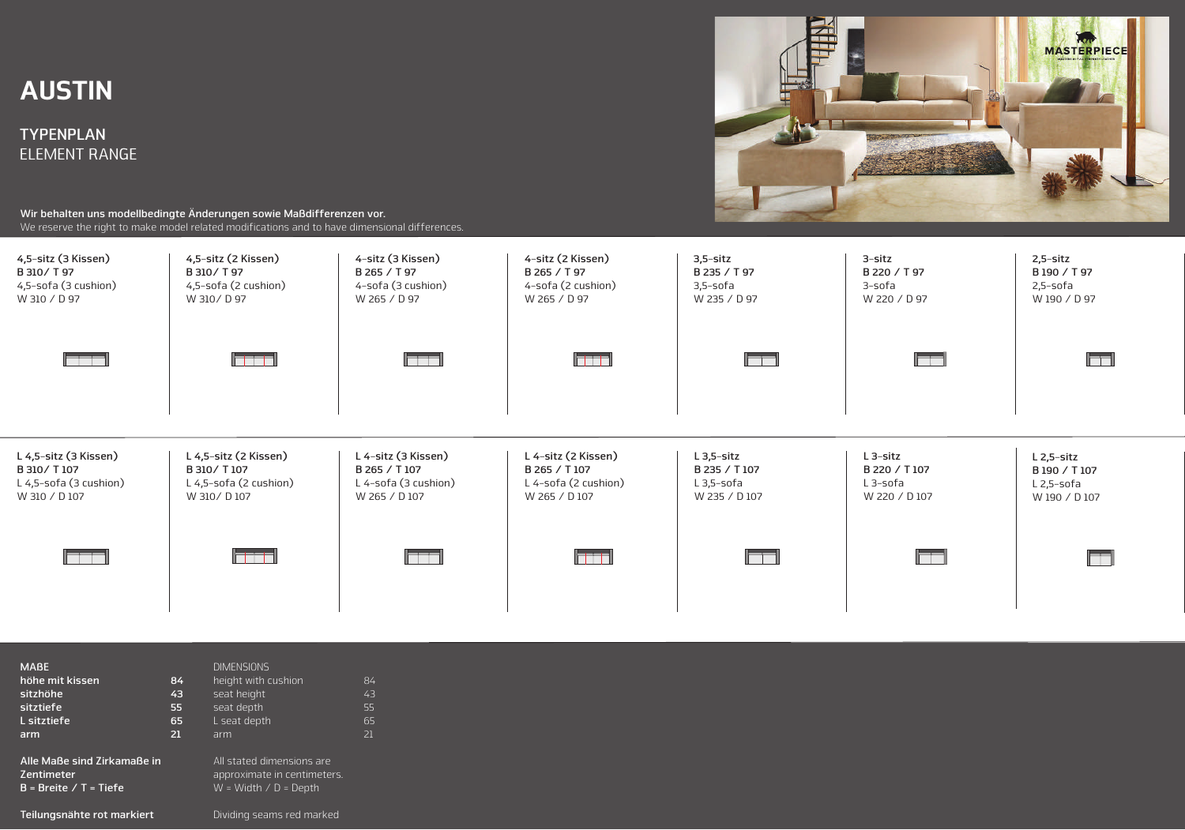# AUSTIN

## TYPENPLAN
ELEMENT RANGE

**Wir behalten uns modellbedingte Änderungen sowie Maßdifferenzen vor.**
We reserve the right to make model related modifications and to have dimensional differences.

**4,5-sitz (3 Kissen)**
**B 310/ T 97**
4,5-sofa (3 cushion)
W 310 / D 97

**4,5-sitz (2 Kissen)**
**B 310/ T 97**
4,5-sofa (2 cushion)
W 310/ D 97

**4-sitz (3 Kissen)**
**B 265 / T 97**
4-sofa (3 cushion)
W 265 / D 97

**4-sitz (2 Kissen)**
**B 265 / T 97**
4-sofa (2 cushion)
W 265 / D 97

**3,5-sitz**
**B 235 / T 97**
3,5-sofa
W 235 / D 97

**3-sitz**
**B 220 / T 97**
3-sofa
W 220 / D 97

**2,5-sitz**
**B 190 / T 97**
2,5-sofa
W 190 / D 97

**L 4,5-sitz (3 Kissen)**
**B 310/ T 107**
L 4,5-sofa (3 cushion)
W 310 / D 107

**L 4,5-sitz (2 Kissen)**
**B 310/ T 107**
L 4,5-sofa (2 cushion)
W 310/ D 107

**L 4-sitz (3 Kissen)**
**B 265 / T 107**
L 4-sofa (3 cushion)
W 265 / D 107

**L 4-sitz (2 Kissen)**
**B 265 / T 107**
L 4-sofa (2 cushion)
W 265 / D 107

**L 3,5-sitz**
**B 235 / T 107**
L 3,5-sofa
W 235 / D 107

**L 3-sitz**
**B 220 / T 107**
L 3-sofa
W 220 / D 107

**L 2,5-sitz**
**B 190 / T 107**
L 2,5-sofa
W 190 / D 107

| MAßE | | DIMENSIONS | |
|---|---|---|---|
| **höhe mit kissen** | **84** | height with cushion | 84 |
| **sitzhöhe** | **43** | seat height | 43 |
| **sitztiefe** | **55** | seat depth | 55 |
| **L sitztiefe** | **65** | L seat depth | 65 |
| **arm** | **21** | arm | 21 |

**Alle Maße sind Zirkamaße in Zentimeter**
**B = Breite / T = Tiefe**

All stated dimensions are approximate in centimeters.
W = Width / D = Depth

**Teilungsnähte rot markiert**

Dividing seams red marked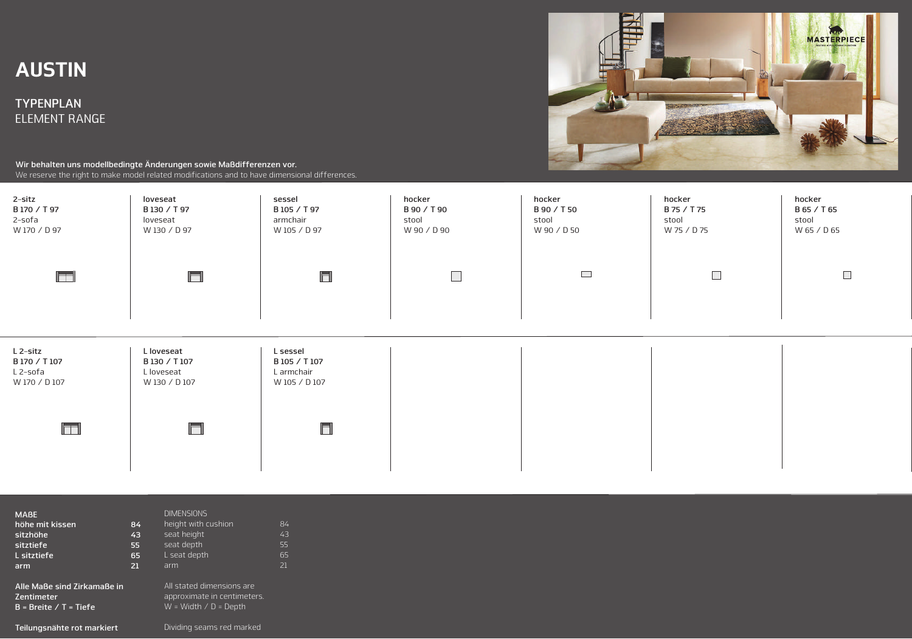# AUSTIN

## TYPENPLAN
ELEMENT RANGE

**Wir behalten uns modellbedingte Änderungen sowie Maßdifferenzen vor.**
We reserve the right to make model related modifications and to have dimensional differences.

| | | | | | | |
|---|---|---|---|---|---|---|
| **2-sitz**<br>**B 170 / T 97**<br>2-sofa<br>W 170 / D 97 | **loveseat**<br>**B 130 / T 97**<br>loveseat<br>W 130 / D 97 | **sessel**<br>**B 105 / T 97**<br>armchair<br>W 105 / D 97 | **hocker**<br>**B 90 / T 90**<br>stool<br>W 90 / D 90 | **hocker**<br>**B 90 / T 50**<br>stool<br>W 90 / D 50 | **hocker**<br>**B 75 / T 75**<br>stool<br>W 75 / D 75 | **hocker**<br>**B 65 / T 65**<br>stool<br>W 65 / D 65 |
| **L 2-sitz**<br>**B 170 / T 107**<br>L 2-sofa<br>W 170 / D 107 | **L loveseat**<br>**B 130 / T 107**<br>L loveseat<br>W 130 / D 107 | **L sessel**<br>**B 105 / T 107**<br>L armchair<br>W 105 / D 107 | | | | |

| **MAßE** | | DIMENSIONS | |
|---|---|---|---|
| **höhe mit kissen** | **84** | height with cushion | 84 |
| **sitzhöhe** | **43** | seat height | 43 |
| **sitztiefe** | **55** | seat depth | 55 |
| **L sitztiefe** | **65** | L seat depth | 65 |
| **arm** | **21** | arm | 21 |

**Alle Maße sind Zirkamaße in Zentimeter**
**B = Breite / T = Tiefe**

All stated dimensions are approximate in centimeters.
W = Width / D = Depth

**Teilungsnähte rot markiert**

Dividing seams red marked